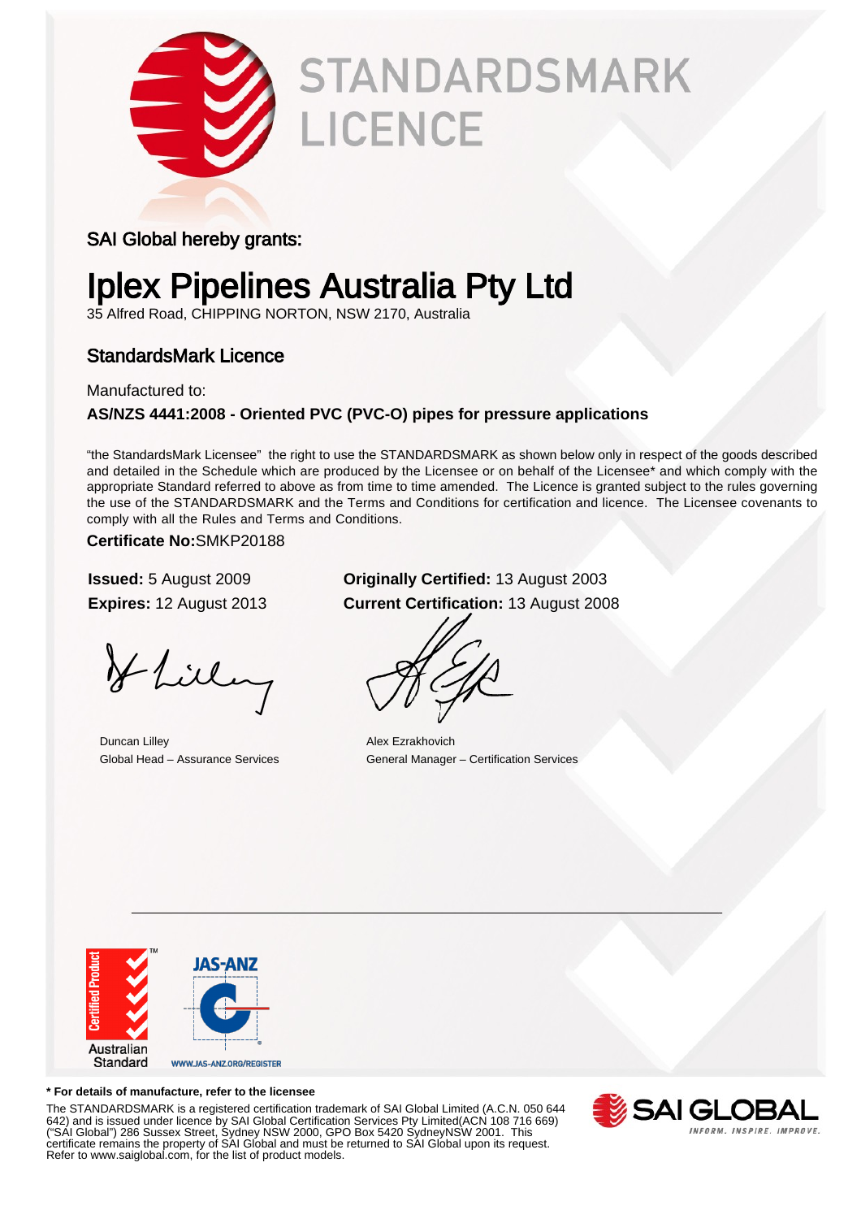# STANDARDSMARK LICENCE

SAI Global hereby grants:

# Iplex Pipelines Australia Pty Ltd

35 Alfred Road, CHIPPING NORTON, NSW 2170, Australia

## StandardsMark Licence

Manufactured to:

**AS/NZS 4441:2008 - Oriented PVC (PVC-O) pipes for pressure applications**

"the StandardsMark Licensee" the right to use the STANDARDSMARK as shown below only in respect of the goods described and detailed in the Schedule which are produced by the Licensee or on behalf of the Licensee* and which comply with the appropriate Standard referred to above as from time to time amended. The Licence is granted subject to the rules governing the use of the STANDARDSMARK and the Terms and Conditions for certification and licence. The Licensee covenants to comply with all the Rules and Terms and Conditions.

**Certificate No:**SMKP20188

**Issued:** 5 August 2009

**Expires:** 12 August 2013

**Originally Certified:** 13 August 2003

**Current Certification:** 13 August 2008

Duncan Lilley
Global Head – Assurance Services

Alex Ezrakhovich
General Manager – Certification Services

Certified Product
Australian Standard

JAS-ANZ
WWW.JAS-ANZ.ORG/REGISTER

**\* For details of manufacture, refer to the licensee**

The STANDARDSMARK is a registered certification trademark of SAI Global Limited (A.C.N. 050 644 642) and is issued under licence by SAI Global Certification Services Pty Limited(ACN 108 716 669) ("SAI Global") 286 Sussex Street, Sydney NSW 2000, GPO Box 5420 SydneyNSW 2001. This certificate remains the property of SAI Global and must be returned to SAI Global upon its request. Refer to www.saiglobal.com, for the list of product models.

SAI GLOBAL
INFORM. INSPIRE. IMPROVE.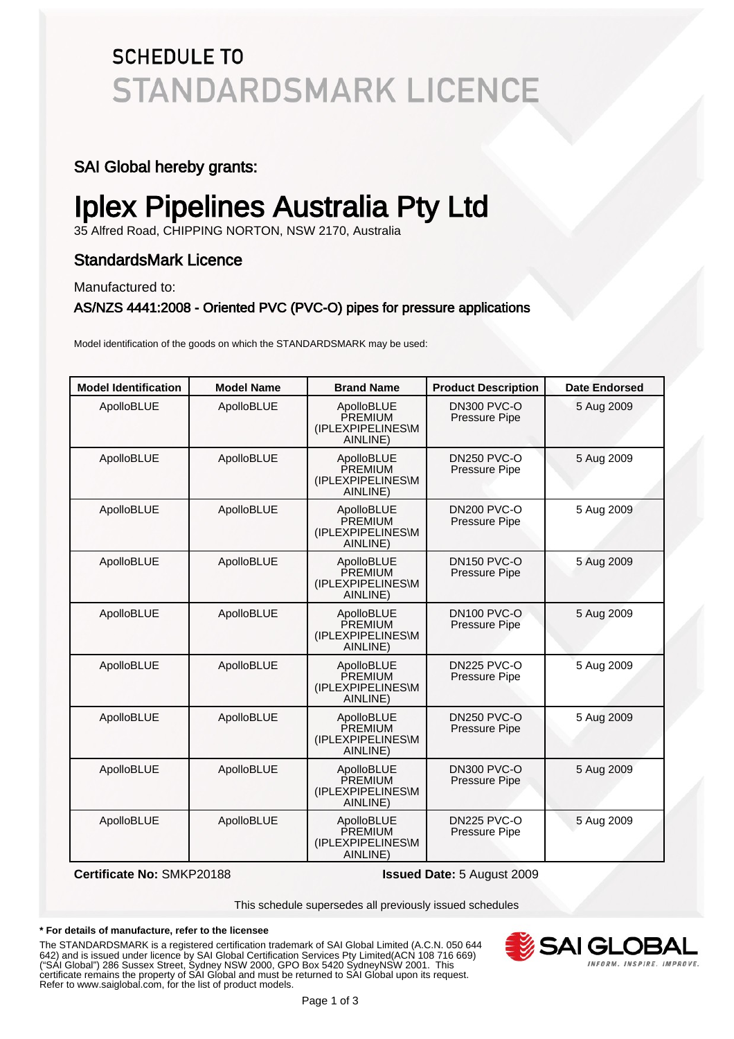# SCHEDULE TO STANDARDSMARK LICENCE

## SAI Global hereby grants:

# Iplex Pipelines Australia Pty Ltd

35 Alfred Road, CHIPPING NORTON, NSW 2170, Australia

## StandardsMark Licence

Manufactured to:

**AS/NZS 4441:2008 - Oriented PVC (PVC-O) pipes for pressure applications**

Model identification of the goods on which the STANDARDSMARK may be used:

| Model Identification | Model Name | Brand Name | Product Description | Date Endorsed |
|---|---|---|---|---|
| ApolloBLUE | ApolloBLUE | ApolloBLUE PREMIUM (IPLEXPIPELINES\MAINLINE) | DN300 PVC-O Pressure Pipe | 5 Aug 2009 |
| ApolloBLUE | ApolloBLUE | ApolloBLUE PREMIUM (IPLEXPIPELINES\MAINLINE) | DN250 PVC-O Pressure Pipe | 5 Aug 2009 |
| ApolloBLUE | ApolloBLUE | ApolloBLUE PREMIUM (IPLEXPIPELINES\MAINLINE) | DN200 PVC-O Pressure Pipe | 5 Aug 2009 |
| ApolloBLUE | ApolloBLUE | ApolloBLUE PREMIUM (IPLEXPIPELINES\MAINLINE) | DN150 PVC-O Pressure Pipe | 5 Aug 2009 |
| ApolloBLUE | ApolloBLUE | ApolloBLUE PREMIUM (IPLEXPIPELINES\MAINLINE) | DN100 PVC-O Pressure Pipe | 5 Aug 2009 |
| ApolloBLUE | ApolloBLUE | ApolloBLUE PREMIUM (IPLEXPIPELINES\MAINLINE) | DN225 PVC-O Pressure Pipe | 5 Aug 2009 |
| ApolloBLUE | ApolloBLUE | ApolloBLUE PREMIUM (IPLEXPIPELINES\MAINLINE) | DN250 PVC-O Pressure Pipe | 5 Aug 2009 |
| ApolloBLUE | ApolloBLUE | ApolloBLUE PREMIUM (IPLEXPIPELINES\MAINLINE) | DN300 PVC-O Pressure Pipe | 5 Aug 2009 |
| ApolloBLUE | ApolloBLUE | ApolloBLUE PREMIUM (IPLEXPIPELINES\MAINLINE) | DN225 PVC-O Pressure Pipe | 5 Aug 2009 |

**Certificate No:** SMKP20188 **Issued Date:** 5 August 2009

This schedule supersedes all previously issued schedules

**\* For details of manufacture, refer to the licensee**

The STANDARDSMARK is a registered certification trademark of SAI Global Limited (A.C.N. 050 644 642) and is issued under licence by SAI Global Certification Services Pty Limited(ACN 108 716 669) ("SAI Global") 286 Sussex Street, Sydney NSW 2000, GPO Box 5420 SydneyNSW 2001. This certificate remains the property of SAI Global and must be returned to SAI Global upon its request. Refer to www.saiglobal.com, for the list of product models.

SAI GLOBAL
INFORM. INSPIRE. IMPROVE.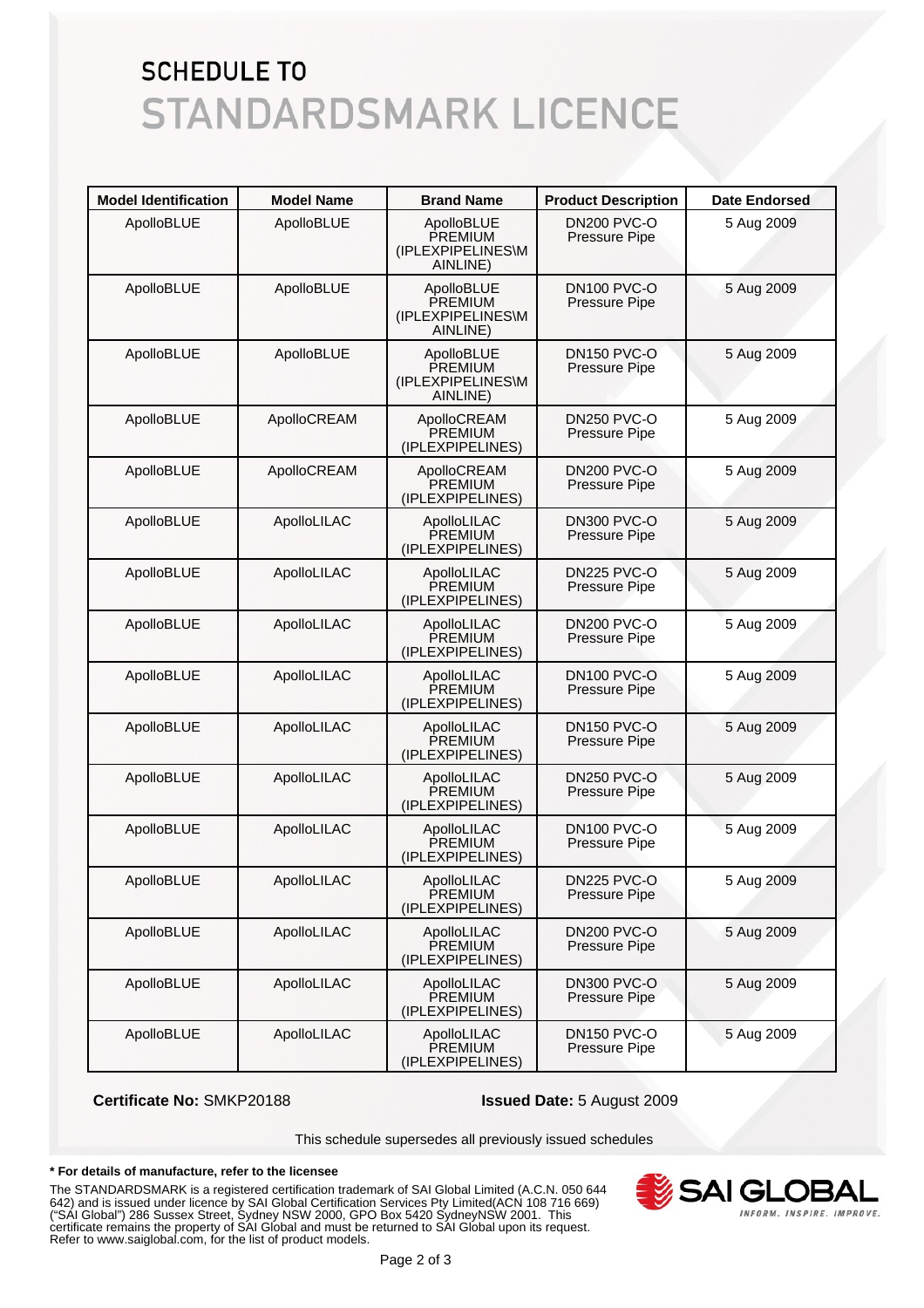# SCHEDULE TO
# STANDARDSMARK LICENCE

| Model Identification | Model Name | Brand Name | Product Description | Date Endorsed |
|---|---|---|---|---|
| ApolloBLUE | ApolloBLUE | ApolloBLUE PREMIUM (IPLEXPIPELINES\MAINLINE) | DN200 PVC-O Pressure Pipe | 5 Aug 2009 |
| ApolloBLUE | ApolloBLUE | ApolloBLUE PREMIUM (IPLEXPIPELINES\MAINLINE) | DN100 PVC-O Pressure Pipe | 5 Aug 2009 |
| ApolloBLUE | ApolloBLUE | ApolloBLUE PREMIUM (IPLEXPIPELINES\MAINLINE) | DN150 PVC-O Pressure Pipe | 5 Aug 2009 |
| ApolloBLUE | ApolloCREAM | ApolloCREAM PREMIUM (IPLEXPIPELINES) | DN250 PVC-O Pressure Pipe | 5 Aug 2009 |
| ApolloBLUE | ApolloCREAM | ApolloCREAM PREMIUM (IPLEXPIPELINES) | DN200 PVC-O Pressure Pipe | 5 Aug 2009 |
| ApolloBLUE | ApolloLILAC | ApolloLILAC PREMIUM (IPLEXPIPELINES) | DN300 PVC-O Pressure Pipe | 5 Aug 2009 |
| ApolloBLUE | ApolloLILAC | ApolloLILAC PREMIUM (IPLEXPIPELINES) | DN225 PVC-O Pressure Pipe | 5 Aug 2009 |
| ApolloBLUE | ApolloLILAC | ApolloLILAC PREMIUM (IPLEXPIPELINES) | DN200 PVC-O Pressure Pipe | 5 Aug 2009 |
| ApolloBLUE | ApolloLILAC | ApolloLILAC PREMIUM (IPLEXPIPELINES) | DN100 PVC-O Pressure Pipe | 5 Aug 2009 |
| ApolloBLUE | ApolloLILAC | ApolloLILAC PREMIUM (IPLEXPIPELINES) | DN150 PVC-O Pressure Pipe | 5 Aug 2009 |
| ApolloBLUE | ApolloLILAC | ApolloLILAC PREMIUM (IPLEXPIPELINES) | DN250 PVC-O Pressure Pipe | 5 Aug 2009 |
| ApolloBLUE | ApolloLILAC | ApolloLILAC PREMIUM (IPLEXPIPELINES) | DN100 PVC-O Pressure Pipe | 5 Aug 2009 |
| ApolloBLUE | ApolloLILAC | ApolloLILAC PREMIUM (IPLEXPIPELINES) | DN225 PVC-O Pressure Pipe | 5 Aug 2009 |
| ApolloBLUE | ApolloLILAC | ApolloLILAC PREMIUM (IPLEXPIPELINES) | DN200 PVC-O Pressure Pipe | 5 Aug 2009 |
| ApolloBLUE | ApolloLILAC | ApolloLILAC PREMIUM (IPLEXPIPELINES) | DN300 PVC-O Pressure Pipe | 5 Aug 2009 |
| ApolloBLUE | ApolloLILAC | ApolloLILAC PREMIUM (IPLEXPIPELINES) | DN150 PVC-O Pressure Pipe | 5 Aug 2009 |

**Certificate No:** SMKP20188 **Issued Date:** 5 August 2009

This schedule supersedes all previously issued schedules

**\* For details of manufacture, refer to the licensee**

The STANDARDSMARK is a registered certification trademark of SAI Global Limited (A.C.N. 050 644 642) and is issued under licence by SAI Global Certification Services Pty Limited(ACN 108 716 669) ("SAI Global") 286 Sussex Street, Sydney NSW 2000, GPO Box 5420 SydneyNSW 2001. This certificate remains the property of SAI Global and must be returned to SAI Global upon its request. Refer to www.saiglobal.com, for the list of product models.

SAI GLOBAL — INFORM. INSPIRE. IMPROVE.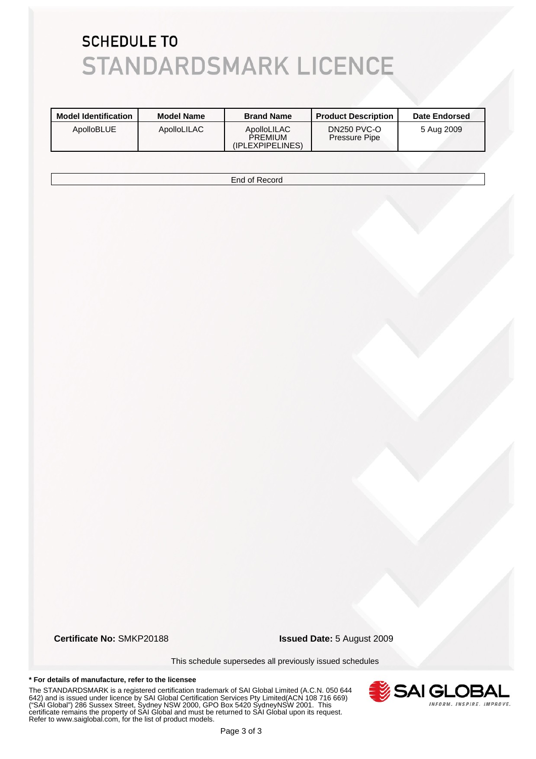# SCHEDULE TO
# STANDARDSMARK LICENCE

| Model Identification | Model Name | Brand Name | Product Description | Date Endorsed |
|---|---|---|---|---|
| ApolloBLUE | ApolloLILAC | ApolloLILAC PREMIUM (IPLEXPIPELINES) | DN250 PVC-O Pressure Pipe | 5 Aug 2009 |

| End of Record |
|---|

**Certificate No:** SMKP20188 **Issued Date:** 5 August 2009

This schedule supersedes all previously issued schedules

**\* For details of manufacture, refer to the licensee**

The STANDARDSMARK is a registered certification trademark of SAI Global Limited (A.C.N. 050 644 642) and is issued under licence by SAI Global Certification Services Pty Limited(ACN 108 716 669) ("SAI Global") 286 Sussex Street, Sydney NSW 2000, GPO Box 5420 SydneyNSW 2001. This certificate remains the property of SAI Global and must be returned to SAI Global upon its request. Refer to www.saiglobal.com, for the list of product models.

SAI GLOBAL
INFORM. INSPIRE. IMPROVE.